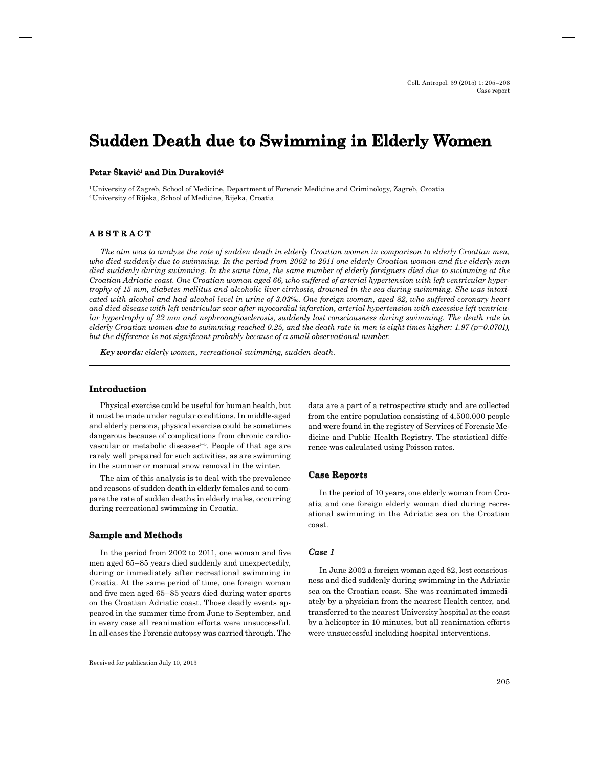# Sudden Death due to Swimming in Elderly Women

**Petar Škavić[1] and Din Duraković[2]**

[1] University of Zagreb, School of Medicine, Department of Forensic Medicine and Criminology, Zagreb, Croatia
[2] University of Rijeka, School of Medicine, Rijeka, Croatia

## ABSTRACT

*The aim was to analyze the rate of sudden death in elderly Croatian women in comparison to elderly Croatian men, who died suddenly due to swimming. In the period from 2002 to 2011 one elderly Croatian woman and five elderly men died suddenly during swimming. In the same time, the same number of elderly foreigners died due to swimming at the Croatian Adriatic coast. One Croatian woman aged 66, who suffered of arterial hypertension with left ventricular hypertrophy of 15 mm, diabetes mellitus and alcoholic liver cirrhosis, drowned in the sea during swimming. She was intoxicated with alcohol and had alcohol level in urine of 3.03‰. One foreign woman, aged 82, who suffered coronary heart and died disease with left ventricular scar after myocardial infarction, arterial hypertension with excessive left ventricular hypertrophy of 22 mm and nephroangiosclerosis, suddenly lost consciousness during swimming. The death rate in elderly Croatian women due to swimming reached 0.25, and the death rate in men is eight times higher: 1.97 (p=0.0701), but the difference is not significant probably because of a small observational number.*

***Key words:*** *elderly women, recreational swimming, sudden death.*

## Introduction

Physical exercise could be useful for human health, but it must be made under regular conditions. In middle-aged and elderly persons, physical exercise could be sometimes dangerous because of complications from chronic cardiovascular or metabolic diseases[1–5]. People of that age are rarely well prepared for such activities, as are swimming in the summer or manual snow removal in the winter.

The aim of this analysis is to deal with the prevalence and reasons of sudden death in elderly females and to compare the rate of sudden deaths in elderly males, occurring during recreational swimming in Croatia.

## Sample and Methods

In the period from 2002 to 2011, one woman and five men aged 65–85 years died suddenly and unexpectedily, during or immediately after recreational swimming in Croatia. At the same period of time, one foreign woman and five men aged 65–85 years died during water sports on the Croatian Adriatic coast. Those deadly events appeared in the summer time from June to September, and in every case all reanimation efforts were unsuccessful. In all cases the Forensic autopsy was carried through. The data are a part of a retrospective study and are collected from the entire population consisting of 4,500.000 people and were found in the registry of Services of Forensic Medicine and Public Health Registry. The statistical difference was calculated using Poisson rates.

## Case Reports

In the period of 10 years, one elderly woman from Croatia and one foreign elderly woman died during recreational swimming in the Adriatic sea on the Croatian coast.

### *Case 1*

In June 2002 a foreign woman aged 82, lost consciousness and died suddenly during swimming in the Adriatic sea on the Croatian coast. She was reanimated immediately by a physician from the nearest Health center, and transferred to the nearest University hospital at the coast by a helicopter in 10 minutes, but all reanimation efforts were unsuccessful including hospital interventions.

Received for publication July 10, 2013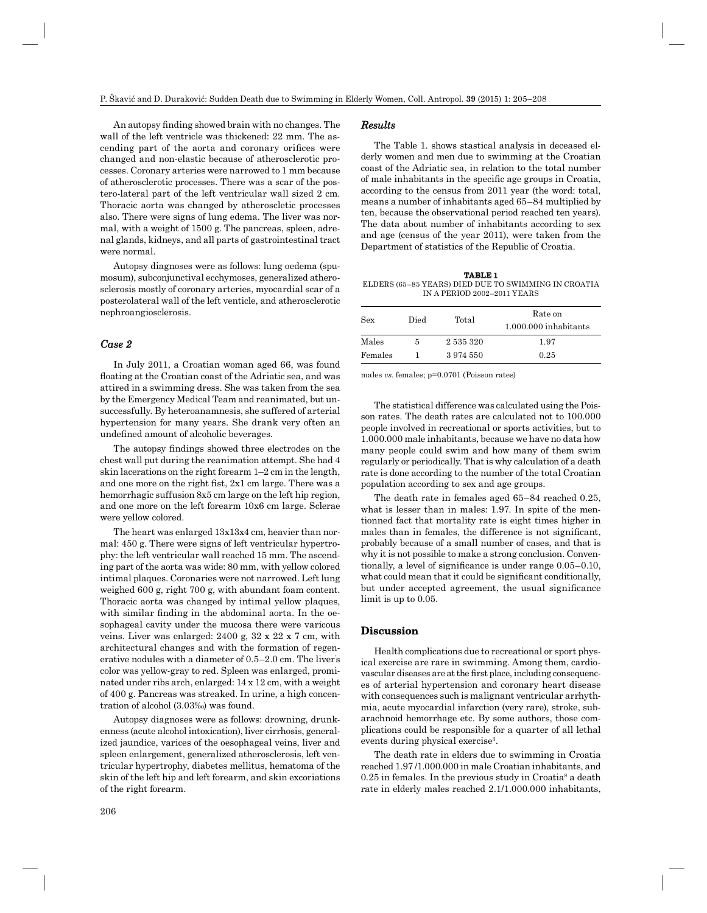An autopsy finding showed brain with no changes. The wall of the left ventricle was thickened: 22 mm. The ascending part of the aorta and coronary orifices were changed and non-elastic because of atherosclerotic processes. Coronary arteries were narrowed to 1 mm because of atherosclerotic processes. There was a scar of the postero-lateral part of the left ventricular wall sized 2 cm. Thoracic aorta was changed by atheroscletic processes also. There were signs of lung edema. The liver was normal, with a weight of 1500 g. The pancreas, spleen, adrenal glands, kidneys, and all parts of gastrointestinal tract were normal.

Autopsy diagnoses were as follows: lung oedema (spumosum), subconjunctival ecchymoses, generalized atherosclerosis mostly of coronary arteries, myocardial scar of a posterolateral wall of the left venticle, and atherosclerotic nephroangiosclerosis.

### *Case 2*

In July 2011, a Croatian woman aged 66, was found floating at the Croatian coast of the Adriatic sea, and was attired in a swimming dress. She was taken from the sea by the Emergency Medical Team and reanimated, but unsuccessfully. By heteroanamnesis, she suffered of arterial hypertension for many years. She drank very often an undefined amount of alcoholic beverages.

The autopsy findings showed three electrodes on the chest wall put during the reanimation attempt. She had 4 skin lacerations on the right forearm 1–2 cm in the length, and one more on the right fist, 2x1 cm large. There was a hemorrhagic suffusion 8x5 cm large on the left hip region, and one more on the left forearm 10x6 cm large. Sclerae were yellow colored.

The heart was enlarged 13x13x4 cm, heavier than normal: 450 g. There were signs of left ventricular hypertrophy: the left ventricular wall reached 15 mm. The ascending part of the aorta was wide: 80 mm, with yellow colored intimal plaques. Coronaries were not narrowed. Left lung weighed 600 g, right 700 g, with abundant foam content. Thoracic aorta was changed by intimal yellow plaques, with similar finding in the abdominal aorta. In the oesophageal cavity under the mucosa there were varicous veins. Liver was enlarged: 2400 g, 32 x 22 x 7 cm, with architectural changes and with the formation of regenerative nodules with a diameter of 0.5–2.0 cm. The liver's color was yellow-gray to red. Spleen was enlarged, prominated under ribs arch, enlarged: 14 x 12 cm, with a weight of 400 g. Pancreas was streaked. In urine, a high concentration of alcohol (3.03‰) was found.

Autopsy diagnoses were as follows: drowning, drunkenness (acute alcohol intoxication), liver cirrhosis, generalized jaundice, varices of the oesophageal veins, liver and spleen enlargement, generalized atherosclerosis, left ventricular hypertrophy, diabetes mellitus, hematoma of the skin of the left hip and left forearm, and skin excoriations of the right forearm.

## *Results*

The Table 1. shows stastical analysis in deceased elderly women and men due to swimming at the Croatian coast of the Adriatic sea, in relation to the total number of male inhabitants in the specific age groups in Croatia, according to the census from 2011 year (the word: total, means a number of inhabitants aged 65–84 multiplied by ten, because the observational period reached ten years). The data about number of inhabitants according to sex and age (census of the year 2011), were taken from the Department of statistics of the Republic of Croatia.

**TABLE 1**
ELDERS (65–85 YEARS) DIED DUE TO SWIMMING IN CROATIA IN A PERIOD 2002–2011 YEARS

| Sex | Died | Total | Rate on 1.000.000 inhabitants |
|---|---|---|---|
| Males | 5 | 2 535 320 | 1.97 |
| Females | 1 | 3 974 550 | 0.25 |

males *vs.* females; p=0.0701 (Poisson rates)

The statistical difference was calculated using the Poisson rates. The death rates are calculated not to 100.000 people involved in recreational or sports activities, but to 1.000.000 male inhabitants, because we have no data how many people could swim and how many of them swim regularly or periodically. That is why calculation of a death rate is done according to the number of the total Croatian population according to sex and age groups.

The death rate in females aged 65–84 reached 0.25, what is lesser than in males: 1.97. In spite of the mentionned fact that mortality rate is eight times higher in males than in females, the difference is not significant, probably because of a small number of cases, and that is why it is not possible to make a strong conclusion. Conventionally, a level of significance is under range 0.05–0.10, what could mean that it could be significant conditionally, but under accepted agreement, the usual significance limit is up to 0.05.

## **Discussion**

Health complications due to recreational or sport physical exercise are rare in swimming. Among them, cardiovascular diseases are at the first place, including consequences of arterial hypertension and coronary heart disease with consequences such is malignant ventricular arrhythmia, acute myocardial infarction (very rare), stroke, subarachnoid hemorrhage etc. By some authors, those complications could be responsible for a quarter of all lethal events during physical exercise[3].

The death rate in elders due to swimming in Croatia reached 1.97 /1.000.000 in male Croatian inhabitants, and 0.25 in females. In the previous study in Croatia[8] a death rate in elderly males reached 2.1/1.000.000 inhabitants,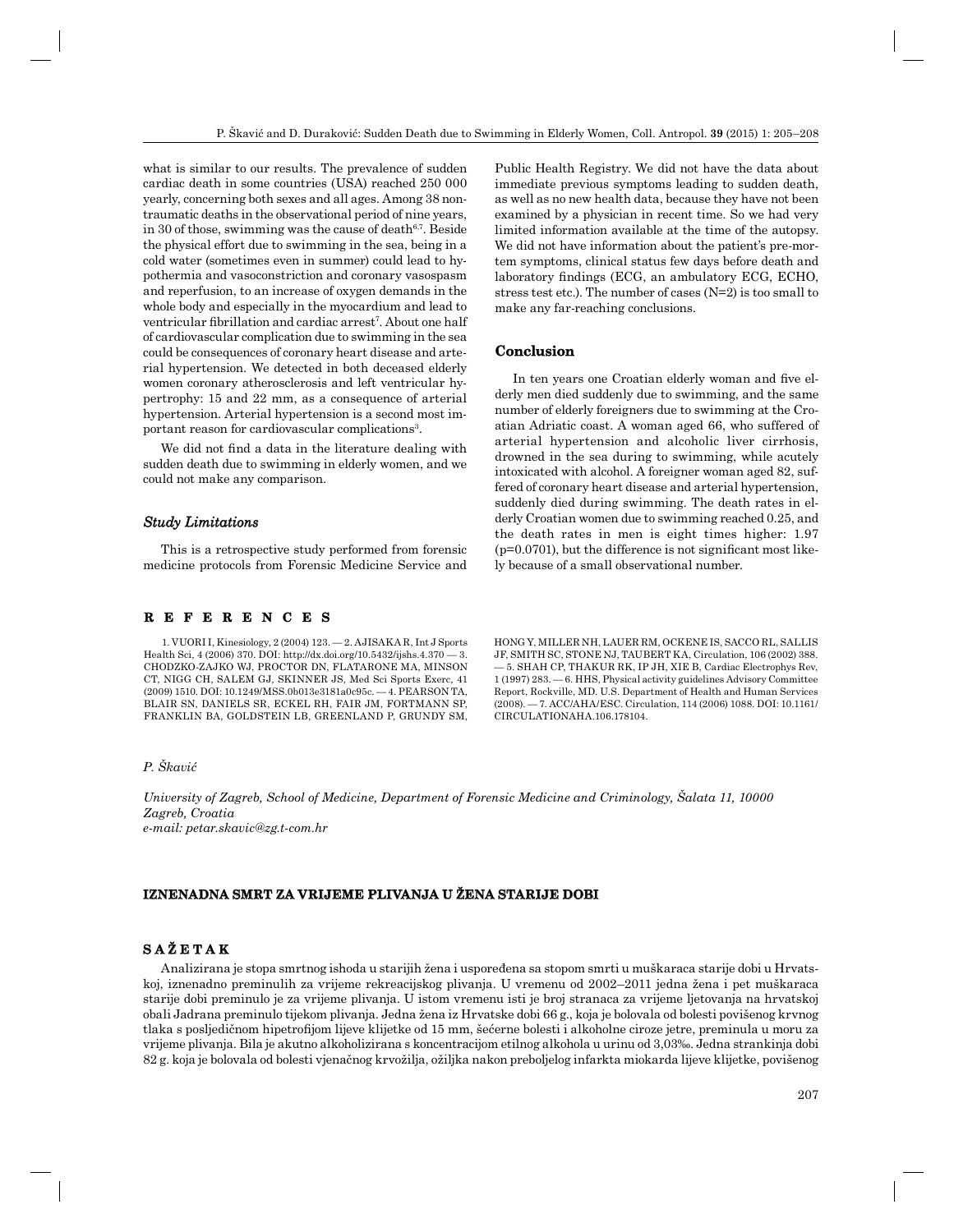what is similar to our results. The prevalence of sudden cardiac death in some countries (USA) reached 250 000 yearly, concerning both sexes and all ages. Among 38 non-traumatic deaths in the observational period of nine years, in 30 of those, swimming was the cause of death[6,7]. Beside the physical effort due to swimming in the sea, being in a cold water (sometimes even in summer) could lead to hypothermia and vasoconstriction and coronary vasospasm and reperfusion, to an increase of oxygen demands in the whole body and especially in the myocardium and lead to ventricular fibrillation and cardiac arrest[7]. About one half of cardiovascular complication due to swimming in the sea could be consequences of coronary heart disease and arterial hypertension. We detected in both deceased elderly women coronary atherosclerosis and left ventricular hypertrophy: 15 and 22 mm, as a consequence of arterial hypertension. Arterial hypertension is a second most important reason for cardiovascular complications[3].

We did not find a data in the literature dealing with sudden death due to swimming in elderly women, and we could not make any comparison.

### *Study Limitations*

This is a retrospective study performed from forensic medicine protocols from Forensic Medicine Service and Public Health Registry. We did not have the data about immediate previous symptoms leading to sudden death, as well as no new health data, because they have not been examined by a physician in recent time. So we had very limited information available at the time of the autopsy. We did not have information about the patient's pre-mortem symptoms, clinical status few days before death and laboratory findings (ECG, an ambulatory ECG, ECHO, stress test etc.). The number of cases (N=2) is too small to make any far-reaching conclusions.

## Conclusion

In ten years one Croatian elderly woman and five elderly men died suddenly due to swimming, and the same number of elderly foreigners due to swimming at the Croatian Adriatic coast. A woman aged 66, who suffered of arterial hypertension and alcoholic liver cirrhosis, drowned in the sea during to swimming, while acutely intoxicated with alcohol. A foreigner woman aged 82, suffered of coronary heart disease and arterial hypertension, suddenly died during swimming. The death rates in elderly Croatian women due to swimming reached 0.25, and the death rates in men is eight times higher: 1.97 ($p=0.0701$), but the difference is not significant most likely because of a small observational number.

## R E F E R E N C E S

1. VUORI I, Kinesiology, 2 (2004) 123. — 2. AJISAKA R, Int J Sports Health Sci, 4 (2006) 370. DOI: http://dx.doi.org/10.5432/ijshs.4.370 — 3. CHODZKO-ZAJKO WJ, PROCTOR DN, FLATARONE MA, MINSON CT, NIGG CH, SALEM GJ, SKINNER JS, Med Sci Sports Exerc, 41 (2009) 1510. DOI: 10.1249/MSS.0b013e3181a0c95c. — 4. PEARSON TA, BLAIR SN, DANIELS SR, ECKEL RH, FAIR JM, FORTMANN SP, FRANKLIN BA, GOLDSTEIN LB, GREENLAND P, GRUNDY SM, HONG Y, MILLER NH, LAUER RM, OCKENE IS, SACCO RL, SALLIS JF, SMITH SC, STONE NJ, TAUBERT KA, Circulation, 106 (2002) 388. — 5. SHAH CP, THAKUR RK, IP JH, XIE B, Cardiac Electrophys Rev, 1 (1997) 283. — 6. HHS, Physical activity guidelines Advisory Committee Report, Rockville, MD. U.S. Department of Health and Human Services (2008). — 7. ACC/AHA/ESC. Circulation, 114 (2006) 1088. DOI: 10.1161/CIRCULATIONAHA.106.178104.

*P. Škavić*

*University of Zagreb, School of Medicine, Department of Forensic Medicine and Criminology, Šalata 11, 10000 Zagreb, Croatia*
*e-mail: petar.skavic@zg.t-com.hr*

## IZNENADNA SMRT ZA VRIJEME PLIVANJA U ŽENA STARIJE DOBI

## S A Ž E T A K

Analizirana je stopa smrtnog ishoda u starijih žena i uspoređena sa stopom smrti u muškaraca starije dobi u Hrvatskoj, iznenadno preminulih za vrijeme rekreacijskog plivanja. U vremenu od 2002–2011 jedna žena i pet muškaraca starije dobi preminulo je za vrijeme plivanja. U istom vremenu isti je broj stranaca za vrijeme ljetovanja na hrvatskoj obali Jadrana preminulo tijekom plivanja. Jedna žena iz Hrvatske dobi 66 g., koja je bolovala od bolesti povišenog krvnog tlaka s posljedičnom hipetrofijom lijeve klijetke od 15 mm, šećerne bolesti i alkoholne ciroze jetre, preminula u moru za vrijeme plivanja. Bila je akutno alkoholizirana s koncentracijom etilnog alkohola u urinu od 3,03‰. Jedna strankinja dobi 82 g. koja je bolovala od bolesti vjenačnog krvožilja, ožiljka nakon preboljelog infarkta miokarda lijeve klijetke, povišenog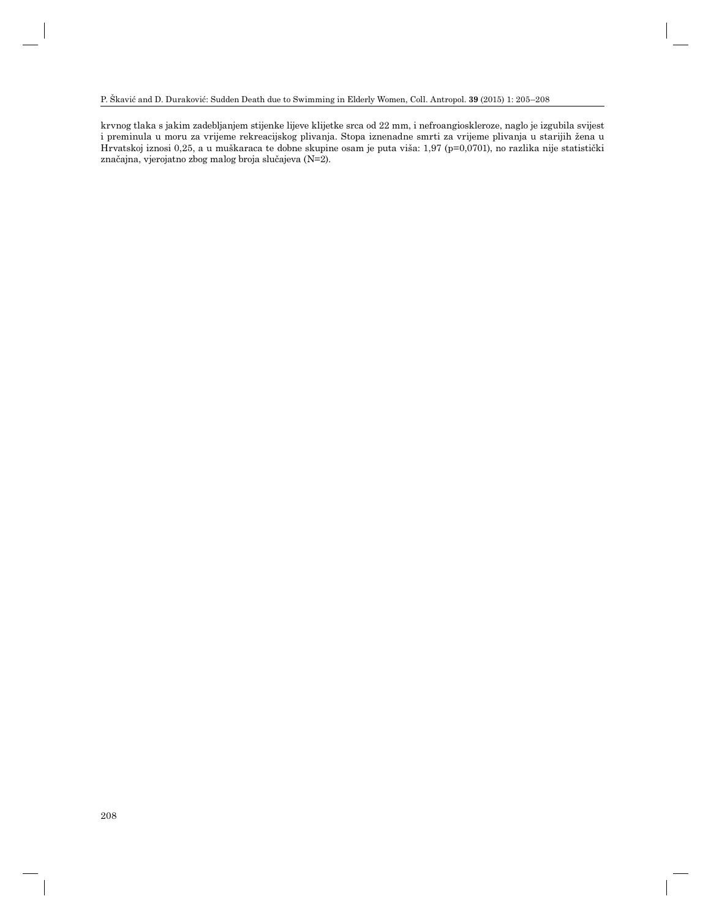krvnog tlaka s jakim zadebljanjem stijenke lijeve klijetke srca od 22 mm, i nefroangioskleroze, naglo je izgubila svijest i preminula u moru za vrijeme rekreacijskog plivanja. Stopa iznenadne smrti za vrijeme plivanja u starijih žena u Hrvatskoj iznosi 0,25, a u muškaraca te dobne skupine osam je puta viša: 1,97 (p=0,0701), no razlika nije statistički značajna, vjerojatno zbog malog broja slučajeva (N=2).